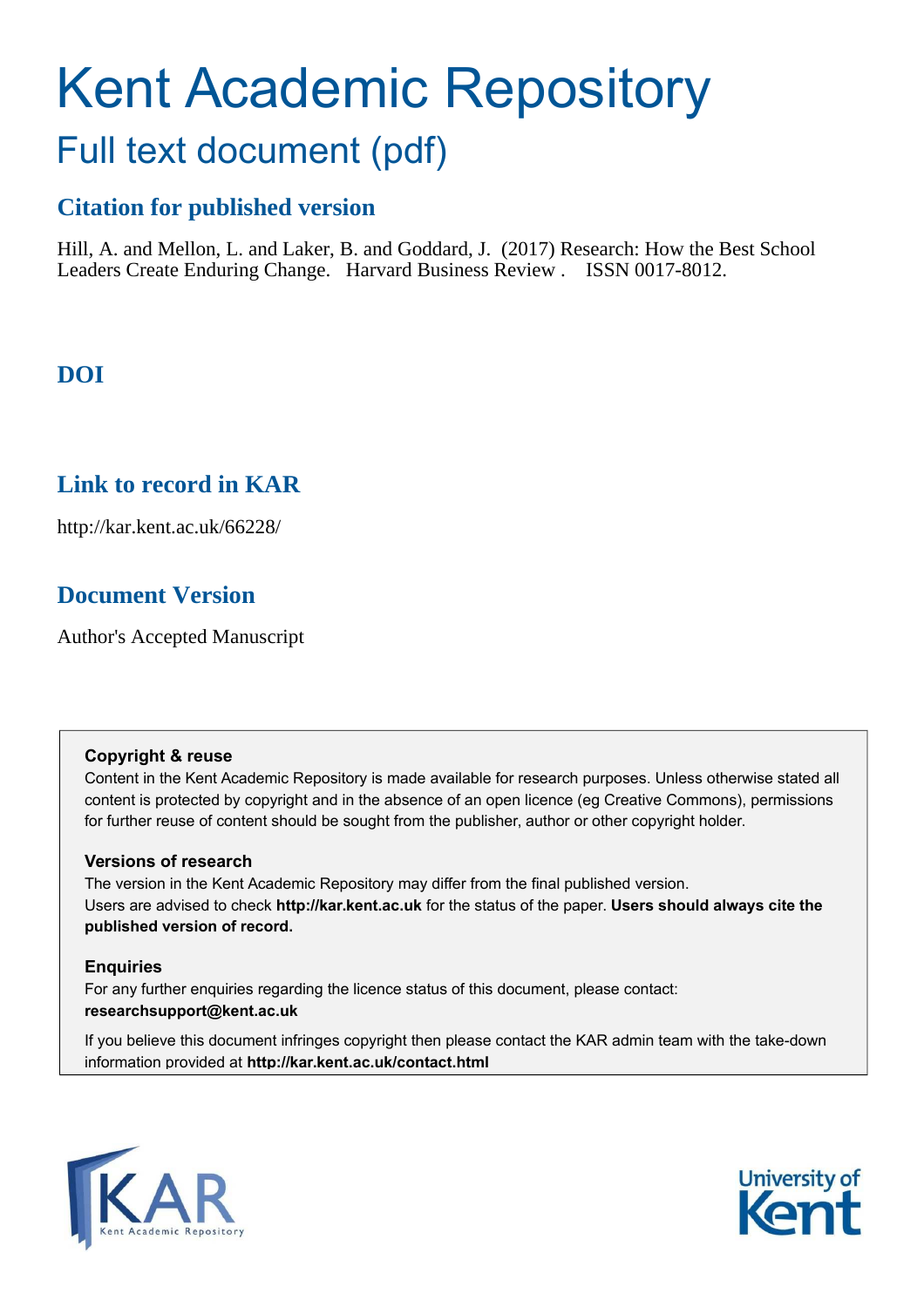# Kent Academic Repository

## Full text document (pdf)

### Citation for published version

Hill, A. and Mellon, L. and Laker, B. and Goddard, J. (2017) Research: How the Best School Leaders Create Enduring Change. Harvard Business Review . ISSN 0017-8012.

### DOI

### Link to record in KAR

http://kar.kent.ac.uk/66228/

### Document Version

Author's Accepted Manuscript

**Copyright & reuse**

Content in the Kent Academic Repository is made available for research purposes. Unless otherwise stated all content is protected by copyright and in the absence of an open licence (eg Creative Commons), permissions for further reuse of content should be sought from the publisher, author or other copyright holder.

**Versions of research**

The version in the Kent Academic Repository may differ from the final published version. Users are advised to check **http://kar.kent.ac.uk** for the status of the paper. **Users should always cite the published version of record.**

**Enquiries**

For any further enquiries regarding the licence status of this document, please contact: **researchsupport@kent.ac.uk**

If you believe this document infringes copyright then please contact the KAR admin team with the take-down information provided at **http://kar.kent.ac.uk/contact.html**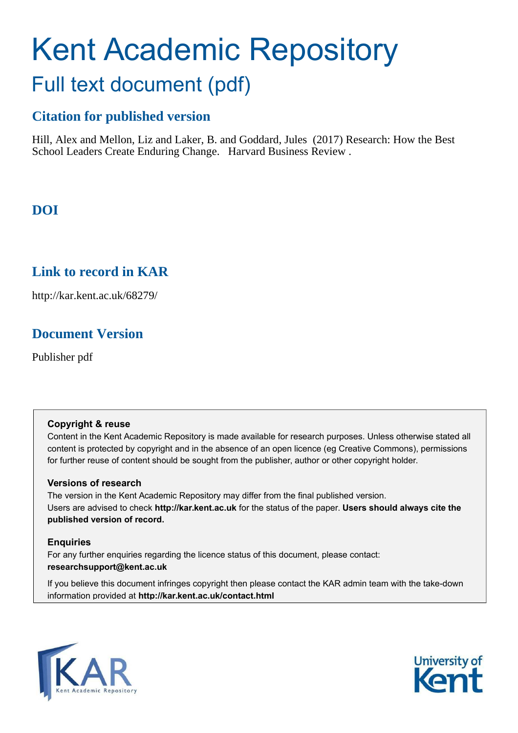# Kent Academic Repository

## Full text document (pdf)

### Citation for published version

Hill, Alex and Mellon, Liz and Laker, B. and Goddard, Jules (2017) Research: How the Best School Leaders Create Enduring Change. Harvard Business Review .

### DOI

### Link to record in KAR

http://kar.kent.ac.uk/68279/

### Document Version

Publisher pdf

**Copyright & reuse**

Content in the Kent Academic Repository is made available for research purposes. Unless otherwise stated all content is protected by copyright and in the absence of an open licence (eg Creative Commons), permissions for further reuse of content should be sought from the publisher, author or other copyright holder.

**Versions of research**

The version in the Kent Academic Repository may differ from the final published version. Users are advised to check **http://kar.kent.ac.uk** for the status of the paper. **Users should always cite the published version of record.**

**Enquiries**

For any further enquiries regarding the licence status of this document, please contact: **researchsupport@kent.ac.uk**

If you believe this document infringes copyright then please contact the KAR admin team with the take-down information provided at **http://kar.kent.ac.uk/contact.html**

KAR Kent Academic Repository

University of Kent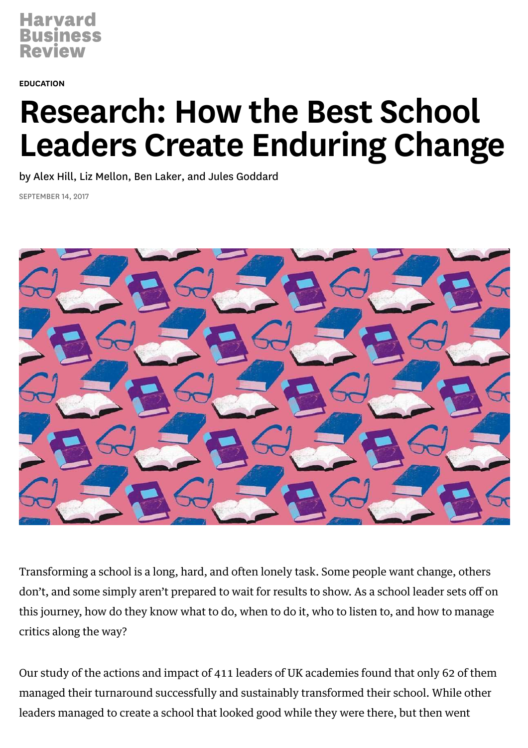EDUCATION

# Research: How the Best School Leaders Create Enduring Change

by Alex Hill, Liz Mellon, Ben Laker, and Jules Goddard

SEPTEMBER 14, 2017

Transforming a school is a long, hard, and often lonely task. Some people want change, others don't, and some simply aren't prepared to wait for results to show. As a school leader sets off on this journey, how do they know what to do, when to do it, who to listen to, and how to manage critics along the way?

Our study of the actions and impact of 411 leaders of UK academies found that only 62 of them managed their turnaround successfully and sustainably transformed their school. While other leaders managed to create a school that looked good while they were there, but then went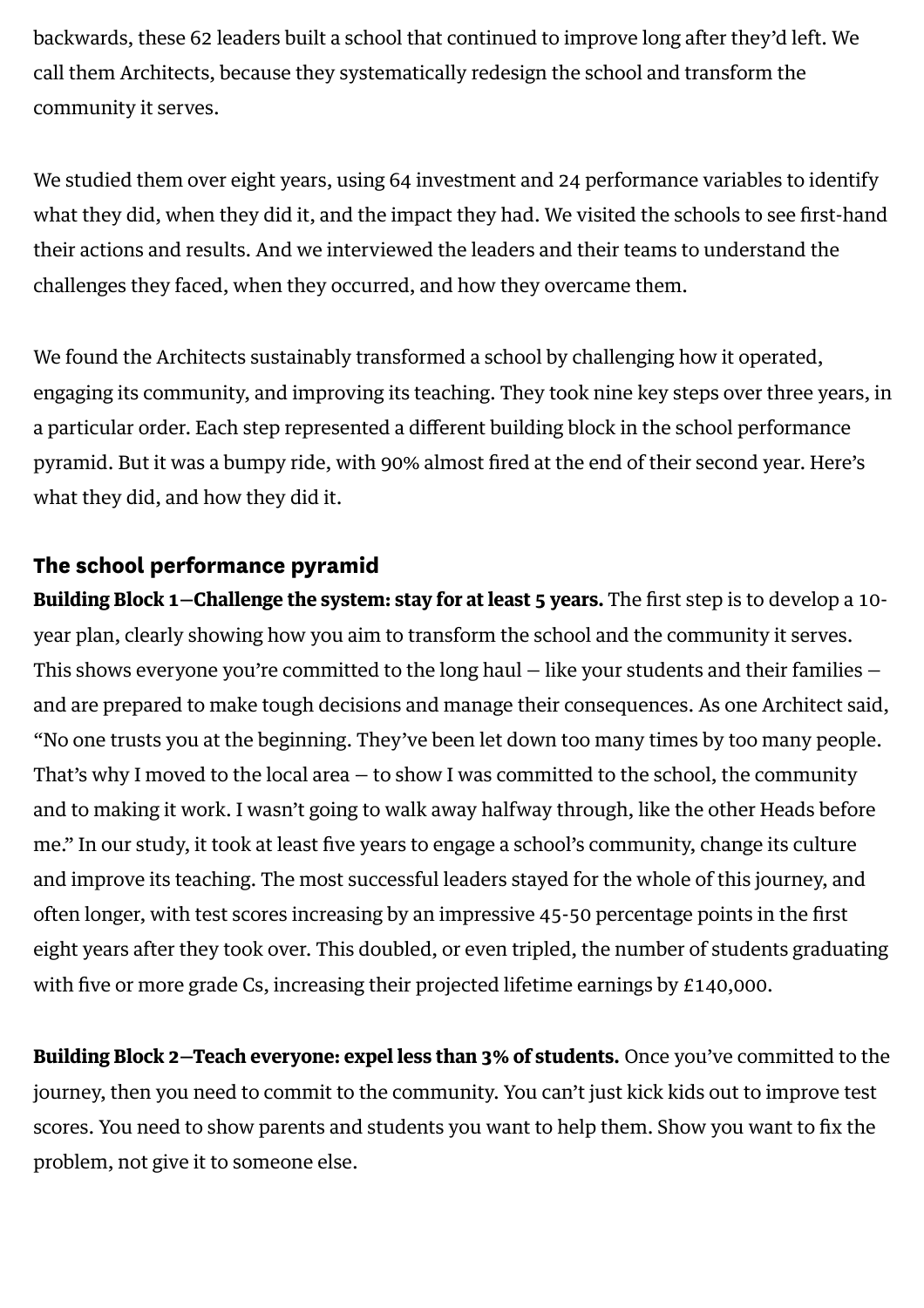backwards, these 62 leaders built a school that continued to improve long after they'd left. We call them Architects, because they systematically redesign the school and transform the community it serves.

We studied them over eight years, using 64 investment and 24 performance variables to identify what they did, when they did it, and the impact they had. We visited the schools to see first-hand their actions and results. And we interviewed the leaders and their teams to understand the challenges they faced, when they occurred, and how they overcame them.

We found the Architects sustainably transformed a school by challenging how it operated, engaging its community, and improving its teaching. They took nine key steps over three years, in a particular order. Each step represented a different building block in the school performance pyramid. But it was a bumpy ride, with 90% almost fired at the end of their second year. Here's what they did, and how they did it.

## The school performance pyramid

**Building Block 1—Challenge the system: stay for at least 5 years.** The first step is to develop a 10-year plan, clearly showing how you aim to transform the school and the community it serves. This shows everyone you're committed to the long haul – like your students and their families – and are prepared to make tough decisions and manage their consequences. As one Architect said, "No one trusts you at the beginning. They've been let down too many times by too many people. That's why I moved to the local area – to show I was committed to the school, the community and to making it work. I wasn't going to walk away halfway through, like the other Heads before me." In our study, it took at least five years to engage a school's community, change its culture and improve its teaching. The most successful leaders stayed for the whole of this journey, and often longer, with test scores increasing by an impressive 45-50 percentage points in the first eight years after they took over. This doubled, or even tripled, the number of students graduating with five or more grade Cs, increasing their projected lifetime earnings by £140,000.

**Building Block 2—Teach everyone: expel less than 3% of students.** Once you've committed to the journey, then you need to commit to the community. You can't just kick kids out to improve test scores. You need to show parents and students you want to help them. Show you want to fix the problem, not give it to someone else.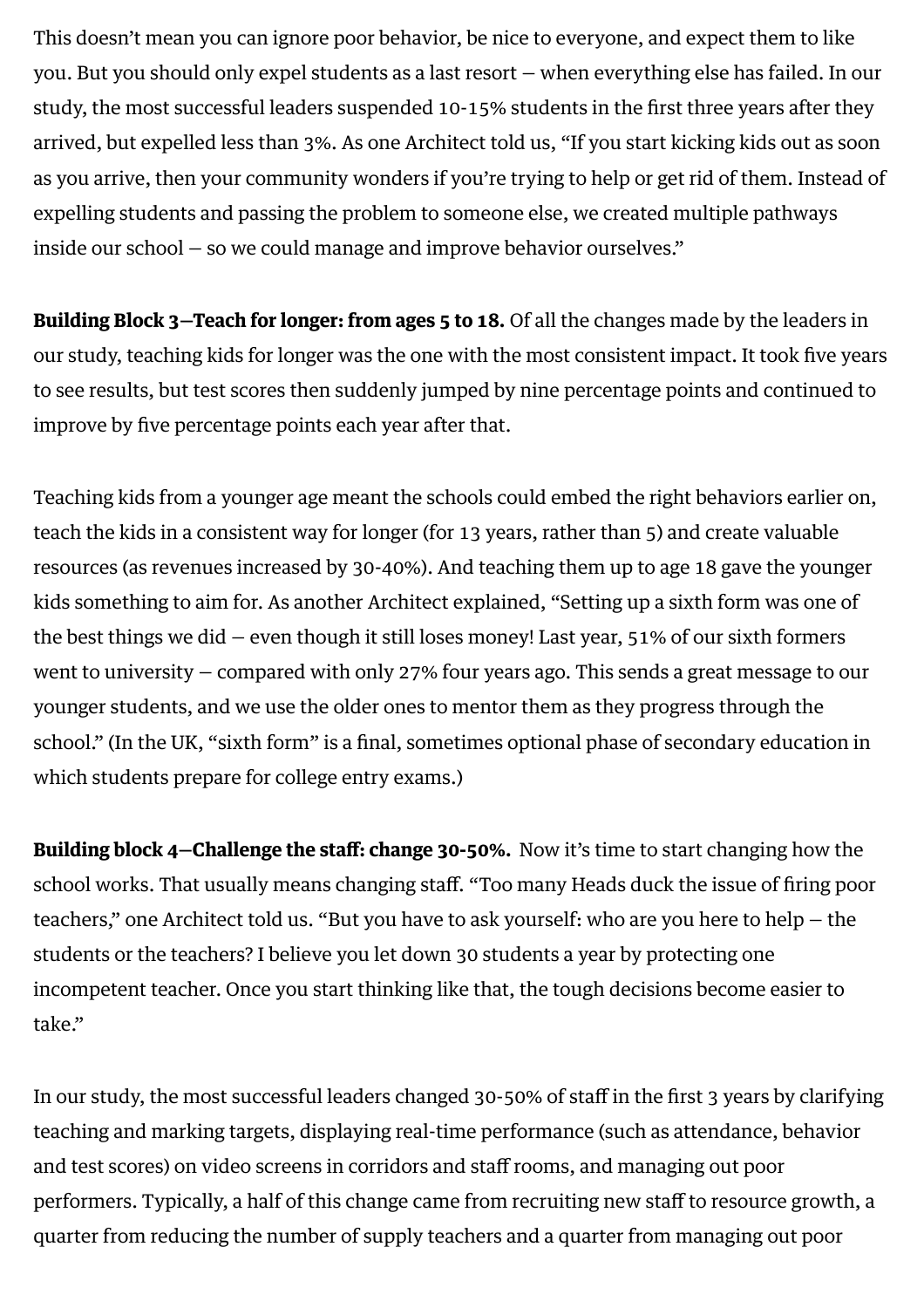This doesn't mean you can ignore poor behavior, be nice to everyone, and expect them to like you. But you should only expel students as a last resort — when everything else has failed. In our study, the most successful leaders suspended 10-15% students in the first three years after they arrived, but expelled less than 3%. As one Architect told us, "If you start kicking kids out as soon as you arrive, then your community wonders if you're trying to help or get rid of them. Instead of expelling students and passing the problem to someone else, we created multiple pathways inside our school — so we could manage and improve behavior ourselves."

**Building Block 3—Teach for longer: from ages 5 to 18.** Of all the changes made by the leaders in our study, teaching kids for longer was the one with the most consistent impact. It took five years to see results, but test scores then suddenly jumped by nine percentage points and continued to improve by five percentage points each year after that.

Teaching kids from a younger age meant the schools could embed the right behaviors earlier on, teach the kids in a consistent way for longer (for 13 years, rather than 5) and create valuable resources (as revenues increased by 30-40%). And teaching them up to age 18 gave the younger kids something to aim for. As another Architect explained, "Setting up a sixth form was one of the best things we did — even though it still loses money! Last year, 51% of our sixth formers went to university — compared with only 27% four years ago. This sends a great message to our younger students, and we use the older ones to mentor them as they progress through the school." (In the UK, "sixth form" is a final, sometimes optional phase of secondary education in which students prepare for college entry exams.)

**Building block 4—Challenge the staff: change 30-50%.** Now it's time to start changing how the school works. That usually means changing staff. "Too many Heads duck the issue of firing poor teachers," one Architect told us. "But you have to ask yourself: who are you here to help — the students or the teachers? I believe you let down 30 students a year by protecting one incompetent teacher. Once you start thinking like that, the tough decisions become easier to take."

In our study, the most successful leaders changed 30-50% of staff in the first 3 years by clarifying teaching and marking targets, displaying real-time performance (such as attendance, behavior and test scores) on video screens in corridors and staff rooms, and managing out poor performers. Typically, a half of this change came from recruiting new staff to resource growth, a quarter from reducing the number of supply teachers and a quarter from managing out poor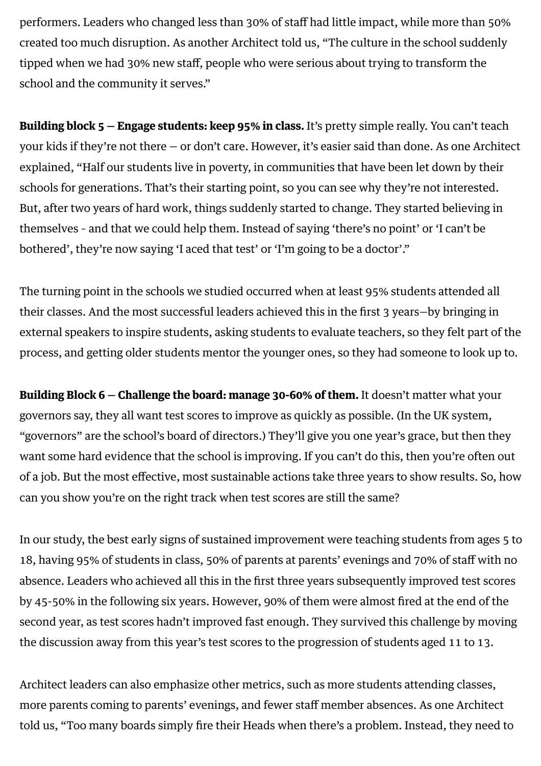performers. Leaders who changed less than 30% of staff had little impact, while more than 50% created too much disruption. As another Architect told us, "The culture in the school suddenly tipped when we had 30% new staff, people who were serious about trying to transform the school and the community it serves."

**Building block 5 — Engage students: keep 95% in class.** It's pretty simple really. You can't teach your kids if they're not there — or don't care. However, it's easier said than done. As one Architect explained, "Half our students live in poverty, in communities that have been let down by their schools for generations. That's their starting point, so you can see why they're not interested. But, after two years of hard work, things suddenly started to change. They started believing in themselves - and that we could help them. Instead of saying 'there's no point' or 'I can't be bothered', they're now saying 'I aced that test' or 'I'm going to be a doctor'."

The turning point in the schools we studied occurred when at least 95% students attended all their classes. And the most successful leaders achieved this in the first 3 years—by bringing in external speakers to inspire students, asking students to evaluate teachers, so they felt part of the process, and getting older students mentor the younger ones, so they had someone to look up to.

**Building Block 6 — Challenge the board: manage 30-60% of them.** It doesn't matter what your governors say, they all want test scores to improve as quickly as possible. (In the UK system, "governors" are the school's board of directors.) They'll give you one year's grace, but then they want some hard evidence that the school is improving. If you can't do this, then you're often out of a job. But the most effective, most sustainable actions take three years to show results. So, how can you show you're on the right track when test scores are still the same?

In our study, the best early signs of sustained improvement were teaching students from ages 5 to 18, having 95% of students in class, 50% of parents at parents' evenings and 70% of staff with no absence. Leaders who achieved all this in the first three years subsequently improved test scores by 45-50% in the following six years. However, 90% of them were almost fired at the end of the second year, as test scores hadn't improved fast enough. They survived this challenge by moving the discussion away from this year's test scores to the progression of students aged 11 to 13.

Architect leaders can also emphasize other metrics, such as more students attending classes, more parents coming to parents' evenings, and fewer staff member absences. As one Architect told us, "Too many boards simply fire their Heads when there's a problem. Instead, they need to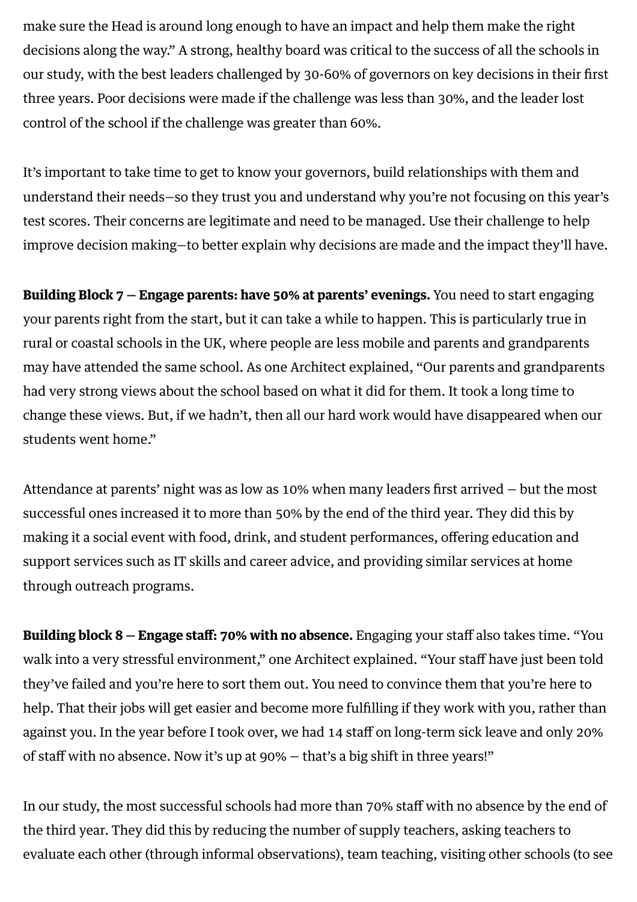make sure the Head is around long enough to have an impact and help them make the right decisions along the way." A strong, healthy board was critical to the success of all the schools in our study, with the best leaders challenged by 30-60% of governors on key decisions in their first three years. Poor decisions were made if the challenge was less than 30%, and the leader lost control of the school if the challenge was greater than 60%.

It's important to take time to get to know your governors, build relationships with them and understand their needs—so they trust you and understand why you're not focusing on this year's test scores. Their concerns are legitimate and need to be managed. Use their challenge to help improve decision making—to better explain why decisions are made and the impact they'll have.

**Building Block 7 — Engage parents: have 50% at parents' evenings.** You need to start engaging your parents right from the start, but it can take a while to happen. This is particularly true in rural or coastal schools in the UK, where people are less mobile and parents and grandparents may have attended the same school. As one Architect explained, "Our parents and grandparents had very strong views about the school based on what it did for them. It took a long time to change these views. But, if we hadn't, then all our hard work would have disappeared when our students went home."

Attendance at parents' night was as low as 10% when many leaders first arrived — but the most successful ones increased it to more than 50% by the end of the third year. They did this by making it a social event with food, drink, and student performances, offering education and support services such as IT skills and career advice, and providing similar services at home through outreach programs.

**Building block 8 — Engage staff: 70% with no absence.** Engaging your staff also takes time. "You walk into a very stressful environment," one Architect explained. "Your staff have just been told they've failed and you're here to sort them out. You need to convince them that you're here to help. That their jobs will get easier and become more fulfilling if they work with you, rather than against you. In the year before I took over, we had 14 staff on long-term sick leave and only 20% of staff with no absence. Now it's up at 90% — that's a big shift in three years!"

In our study, the most successful schools had more than 70% staff with no absence by the end of the third year. They did this by reducing the number of supply teachers, asking teachers to evaluate each other (through informal observations), team teaching, visiting other schools (to see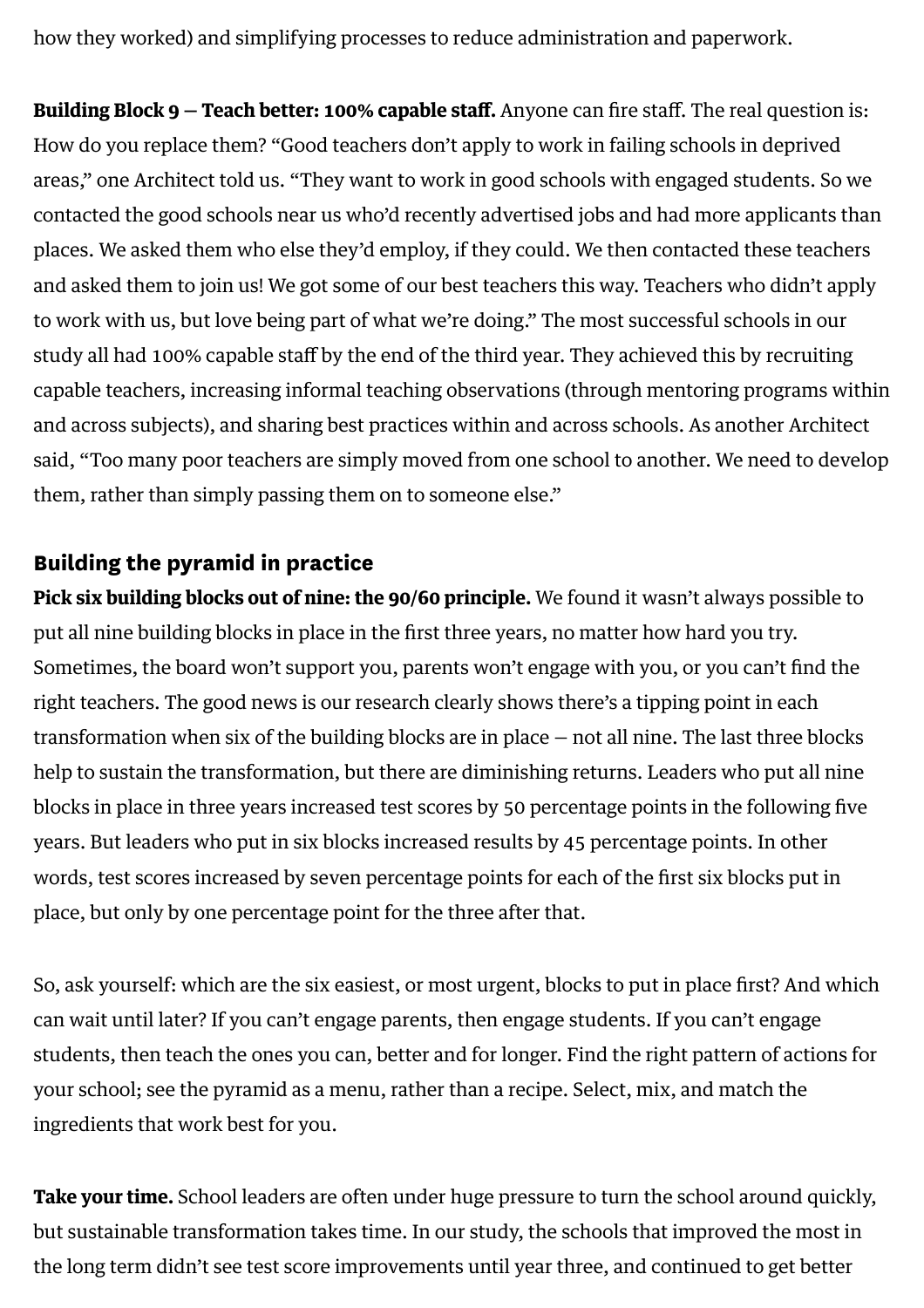how they worked) and simplifying processes to reduce administration and paperwork.

**Building Block 9 — Teach better: 100% capable staff.** Anyone can fire staff. The real question is: How do you replace them? "Good teachers don't apply to work in failing schools in deprived areas," one Architect told us. "They want to work in good schools with engaged students. So we contacted the good schools near us who'd recently advertised jobs and had more applicants than places. We asked them who else they'd employ, if they could. We then contacted these teachers and asked them to join us! We got some of our best teachers this way. Teachers who didn't apply to work with us, but love being part of what we're doing." The most successful schools in our study all had 100% capable staff by the end of the third year. They achieved this by recruiting capable teachers, increasing informal teaching observations (through mentoring programs within and across subjects), and sharing best practices within and across schools. As another Architect said, "Too many poor teachers are simply moved from one school to another. We need to develop them, rather than simply passing them on to someone else."

## Building the pyramid in practice

**Pick six building blocks out of nine: the 90/60 principle.** We found it wasn't always possible to put all nine building blocks in place in the first three years, no matter how hard you try. Sometimes, the board won't support you, parents won't engage with you, or you can't find the right teachers. The good news is our research clearly shows there's a tipping point in each transformation when six of the building blocks are in place — not all nine. The last three blocks help to sustain the transformation, but there are diminishing returns. Leaders who put all nine blocks in place in three years increased test scores by 50 percentage points in the following five years. But leaders who put in six blocks increased results by 45 percentage points. In other words, test scores increased by seven percentage points for each of the first six blocks put in place, but only by one percentage point for the three after that.

So, ask yourself: which are the six easiest, or most urgent, blocks to put in place first? And which can wait until later? If you can't engage parents, then engage students. If you can't engage students, then teach the ones you can, better and for longer. Find the right pattern of actions for your school; see the pyramid as a menu, rather than a recipe. Select, mix, and match the ingredients that work best for you.

**Take your time.** School leaders are often under huge pressure to turn the school around quickly, but sustainable transformation takes time. In our study, the schools that improved the most in the long term didn't see test score improvements until year three, and continued to get better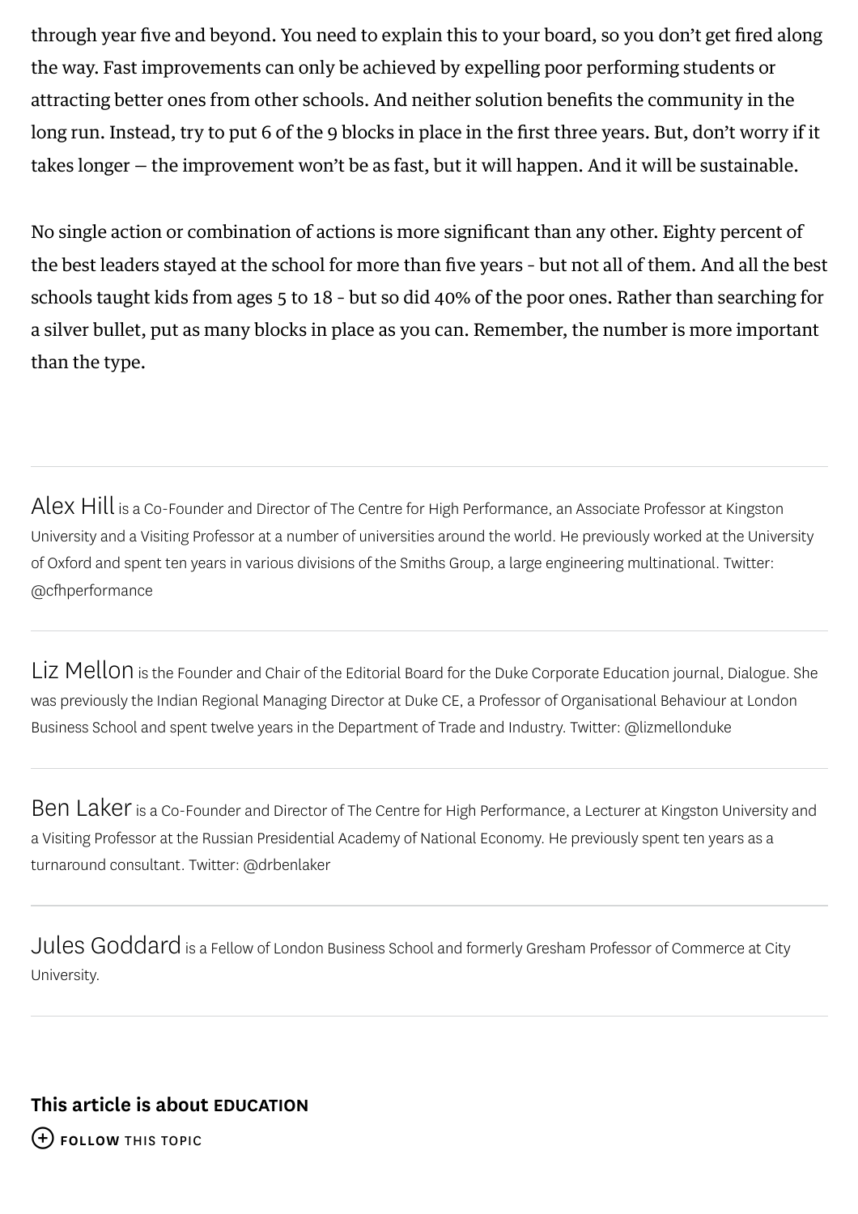through year five and beyond. You need to explain this to your board, so you don't get fired along the way. Fast improvements can only be achieved by expelling poor performing students or attracting better ones from other schools. And neither solution benefits the community in the long run. Instead, try to put 6 of the 9 blocks in place in the first three years. But, don't worry if it takes longer — the improvement won't be as fast, but it will happen. And it will be sustainable.

No single action or combination of actions is more significant than any other. Eighty percent of the best leaders stayed at the school for more than five years - but not all of them. And all the best schools taught kids from ages 5 to 18 - but so did 40% of the poor ones. Rather than searching for a silver bullet, put as many blocks in place as you can. Remember, the number is more important than the type.

---

Alex Hill is a Co-Founder and Director of The Centre for High Performance, an Associate Professor at Kingston University and a Visiting Professor at a number of universities around the world. He previously worked at the University of Oxford and spent ten years in various divisions of the Smiths Group, a large engineering multinational. Twitter: @cfhperformance

---

Liz Mellon is the Founder and Chair of the Editorial Board for the Duke Corporate Education journal, Dialogue. She was previously the Indian Regional Managing Director at Duke CE, a Professor of Organisational Behaviour at London Business School and spent twelve years in the Department of Trade and Industry. Twitter: @lizmellonduke

---

Ben Laker is a Co-Founder and Director of The Centre for High Performance, a Lecturer at Kingston University and a Visiting Professor at the Russian Presidential Academy of National Economy. He previously spent ten years as a turnaround consultant. Twitter: @drbenlaker

---

Jules Goddard is a Fellow of London Business School and formerly Gresham Professor of Commerce at City University.

---

**This article is about EDUCATION**

FOLLOW THIS TOPIC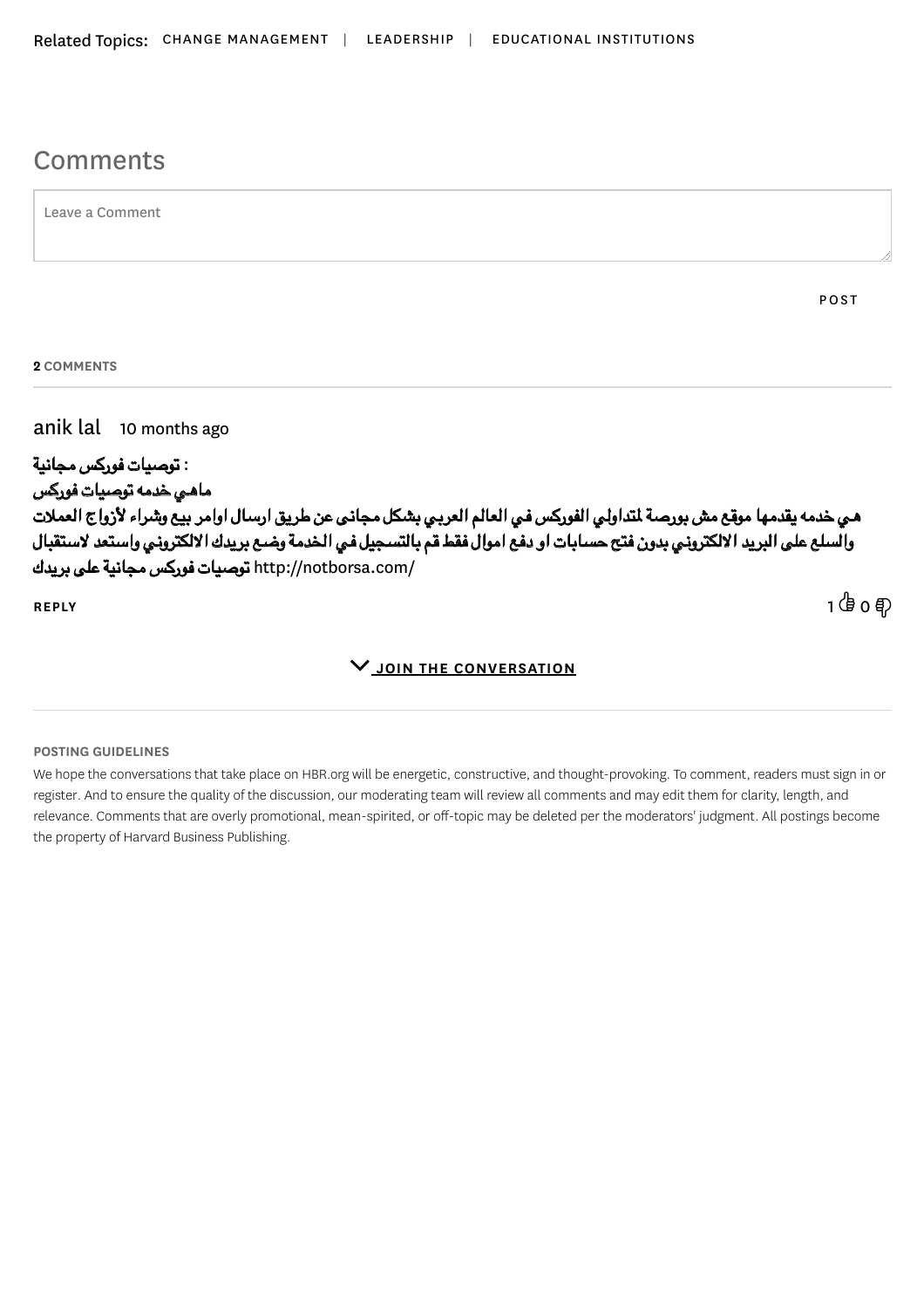Related Topics: CHANGE MANAGEMENT | LEADERSHIP | EDUCATIONAL INSTITUTIONS

## Comments

Leave a Comment

POST

**2 COMMENTS**

anik lal 10 months ago

**توصيات فوركس مجانية :**
**ماهي خدمه توصيات فوركس**
**هي خدمه يقدمها موقع مش بورصة لمتداولي الفوركس في العالم العربي بشكل مجانى عن طريق ارسال اوامر بيع وشراء لأزواج العملات والسلع على البريد الالكتروني بدون فتح حسابات او دفع اموال فقط قم بالتسجيل في الخدمة وضع بريدك الالكتروني واستعد لاستقبال توصيات فوركس مجانية على بريدك** http://notborsa.com/

REPLY 1 👍 0 👎

JOIN THE CONVERSATION

**POSTING GUIDELINES**

We hope the conversations that take place on HBR.org will be energetic, constructive, and thought-provoking. To comment, readers must sign in or register. And to ensure the quality of the discussion, our moderating team will review all comments and may edit them for clarity, length, and relevance. Comments that are overly promotional, mean-spirited, or off-topic may be deleted per the moderators' judgment. All postings become the property of Harvard Business Publishing.